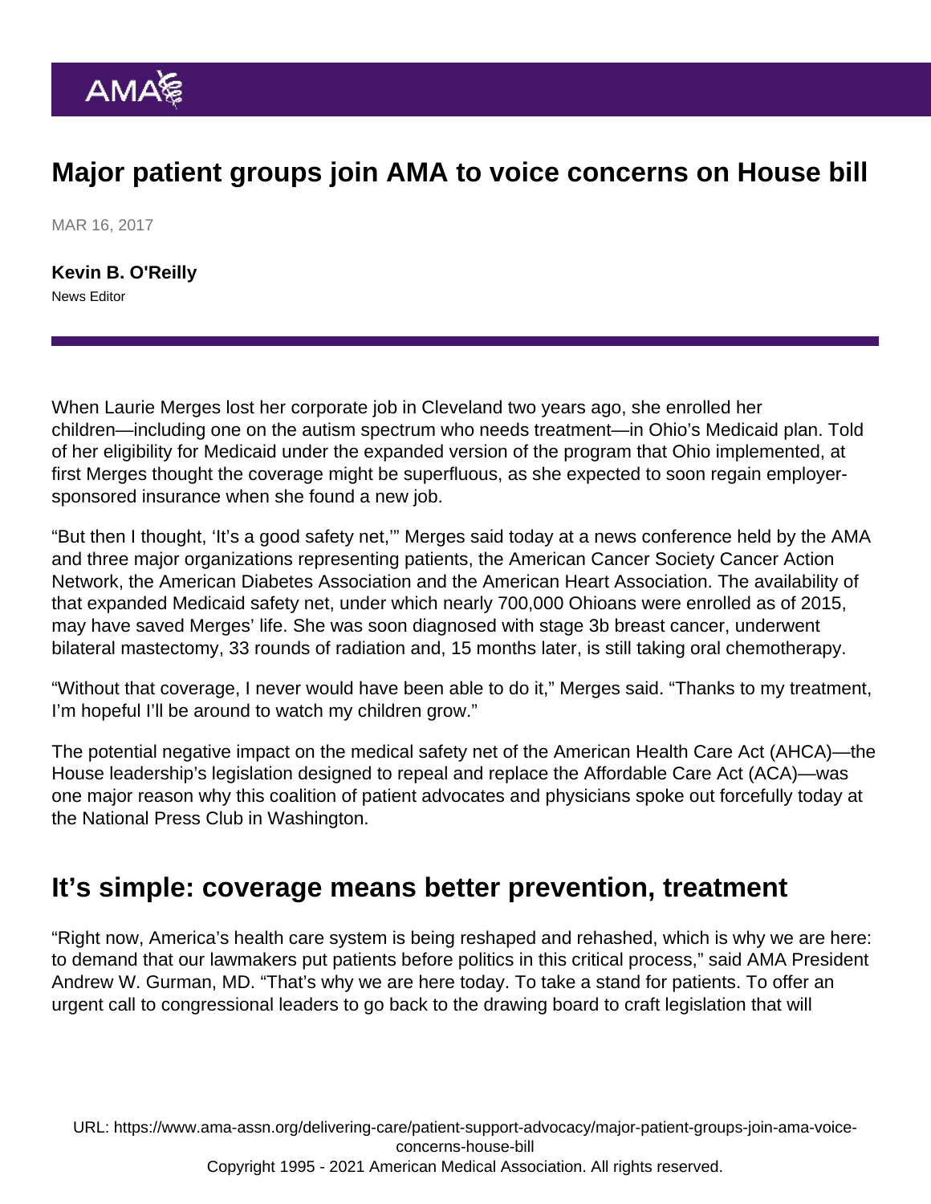# Major patient groups join AMA to voice concerns on House bill

MAR 16, 2017

**Kevin B. O'Reilly**
News Editor

When Laurie Merges lost her corporate job in Cleveland two years ago, she enrolled her children—including one on the autism spectrum who needs treatment—in Ohio's Medicaid plan. Told of her eligibility for Medicaid under the expanded version of the program that Ohio implemented, at first Merges thought the coverage might be superfluous, as she expected to soon regain employer-sponsored insurance when she found a new job.

"But then I thought, 'It's a good safety net,'" Merges said today at a news conference held by the AMA and three major organizations representing patients, the American Cancer Society Cancer Action Network, the American Diabetes Association and the American Heart Association. The availability of that expanded Medicaid safety net, under which nearly 700,000 Ohioans were enrolled as of 2015, may have saved Merges' life. She was soon diagnosed with stage 3b breast cancer, underwent bilateral mastectomy, 33 rounds of radiation and, 15 months later, is still taking oral chemotherapy.

"Without that coverage, I never would have been able to do it," Merges said. "Thanks to my treatment, I'm hopeful I'll be around to watch my children grow."

The potential negative impact on the medical safety net of the American Health Care Act (AHCA)—the House leadership's legislation designed to repeal and replace the Affordable Care Act (ACA)—was one major reason why this coalition of patient advocates and physicians spoke out forcefully today at the National Press Club in Washington.

## It's simple: coverage means better prevention, treatment

"Right now, America's health care system is being reshaped and rehashed, which is why we are here: to demand that our lawmakers put patients before politics in this critical process," said AMA President Andrew W. Gurman, MD. "That's why we are here today. To take a stand for patients. To offer an urgent call to congressional leaders to go back to the drawing board to craft legislation that will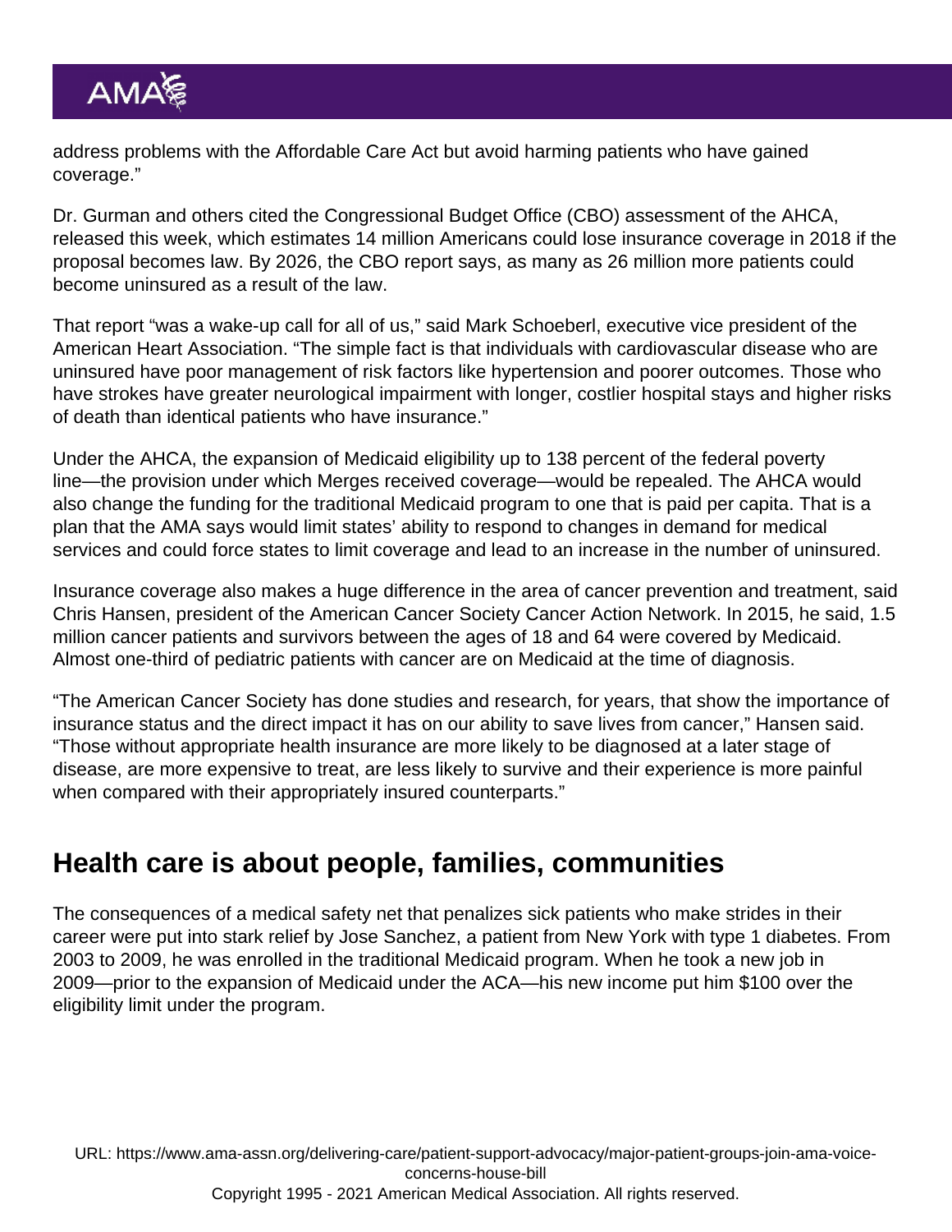address problems with the Affordable Care Act but avoid harming patients who have gained coverage."

Dr. Gurman and others cited the Congressional Budget Office (CBO) assessment of the AHCA, released this week, which estimates 14 million Americans could lose insurance coverage in 2018 if the proposal becomes law. By 2026, the CBO report says, as many as 26 million more patients could become uninsured as a result of the law.

That report "was a wake-up call for all of us," said Mark Schoeberl, executive vice president of the American Heart Association. "The simple fact is that individuals with cardiovascular disease who are uninsured have poor management of risk factors like hypertension and poorer outcomes. Those who have strokes have greater neurological impairment with longer, costlier hospital stays and higher risks of death than identical patients who have insurance."

Under the AHCA, the expansion of Medicaid eligibility up to 138 percent of the federal poverty line—the provision under which Merges received coverage—would be repealed. The AHCA would also change the funding for the traditional Medicaid program to one that is paid per capita. That is a plan that the AMA says would limit states' ability to respond to changes in demand for medical services and could force states to limit coverage and lead to an increase in the number of uninsured.

Insurance coverage also makes a huge difference in the area of cancer prevention and treatment, said Chris Hansen, president of the American Cancer Society Cancer Action Network. In 2015, he said, 1.5 million cancer patients and survivors between the ages of 18 and 64 were covered by Medicaid. Almost one-third of pediatric patients with cancer are on Medicaid at the time of diagnosis.

"The American Cancer Society has done studies and research, for years, that show the importance of insurance status and the direct impact it has on our ability to save lives from cancer," Hansen said. "Those without appropriate health insurance are more likely to be diagnosed at a later stage of disease, are more expensive to treat, are less likely to survive and their experience is more painful when compared with their appropriately insured counterparts."

## Health care is about people, families, communities

The consequences of a medical safety net that penalizes sick patients who make strides in their career were put into stark relief by Jose Sanchez, a patient from New York with type 1 diabetes. From 2003 to 2009, he was enrolled in the traditional Medicaid program. When he took a new job in 2009—prior to the expansion of Medicaid under the ACA—his new income put him $100 over the eligibility limit under the program.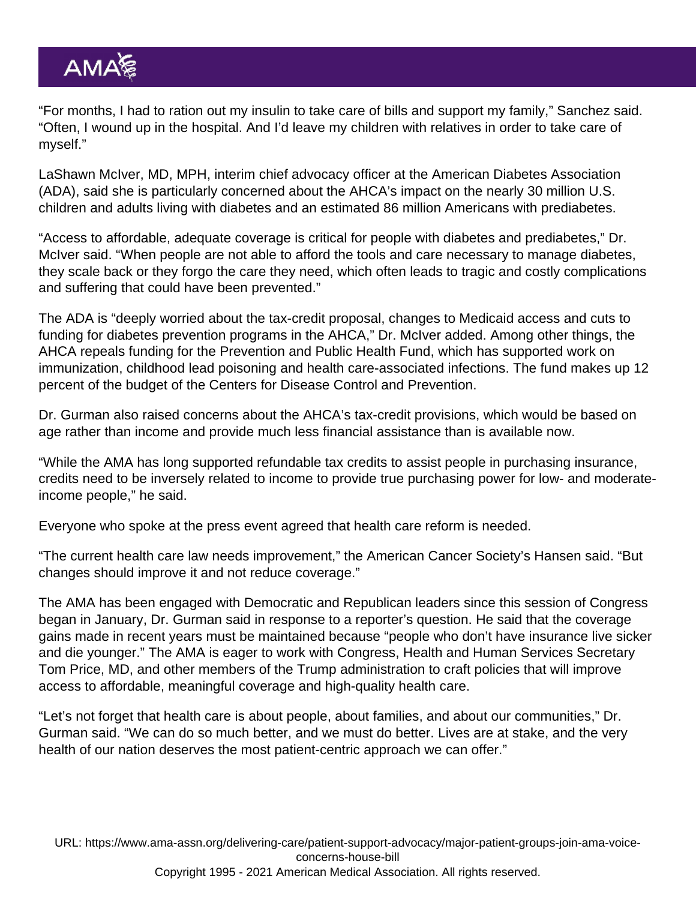"For months, I had to ration out my insulin to take care of bills and support my family," Sanchez said. "Often, I wound up in the hospital. And I'd leave my children with relatives in order to take care of myself."

LaShawn McIver, MD, MPH, interim chief advocacy officer at the American Diabetes Association (ADA), said she is particularly concerned about the AHCA's impact on the nearly 30 million U.S. children and adults living with diabetes and an estimated 86 million Americans with prediabetes.

"Access to affordable, adequate coverage is critical for people with diabetes and prediabetes," Dr. McIver said. "When people are not able to afford the tools and care necessary to manage diabetes, they scale back or they forgo the care they need, which often leads to tragic and costly complications and suffering that could have been prevented."

The ADA is "deeply worried about the tax-credit proposal, changes to Medicaid access and cuts to funding for diabetes prevention programs in the AHCA," Dr. McIver added. Among other things, the AHCA repeals funding for the Prevention and Public Health Fund, which has supported work on immunization, childhood lead poisoning and health care-associated infections. The fund makes up 12 percent of the budget of the Centers for Disease Control and Prevention.

Dr. Gurman also raised concerns about the AHCA's tax-credit provisions, which would be based on age rather than income and provide much less financial assistance than is available now.

"While the AMA has long supported refundable tax credits to assist people in purchasing insurance, credits need to be inversely related to income to provide true purchasing power for low- and moderate-income people," he said.

Everyone who spoke at the press event agreed that health care reform is needed.

"The current health care law needs improvement," the American Cancer Society's Hansen said. "But changes should improve it and not reduce coverage."

The AMA has been engaged with Democratic and Republican leaders since this session of Congress began in January, Dr. Gurman said in response to a reporter's question. He said that the coverage gains made in recent years must be maintained because "people who don't have insurance live sicker and die younger." The AMA is eager to work with Congress, Health and Human Services Secretary Tom Price, MD, and other members of the Trump administration to craft policies that will improve access to affordable, meaningful coverage and high-quality health care.

"Let's not forget that health care is about people, about families, and about our communities," Dr. Gurman said. "We can do so much better, and we must do better. Lives are at stake, and the very health of our nation deserves the most patient-centric approach we can offer."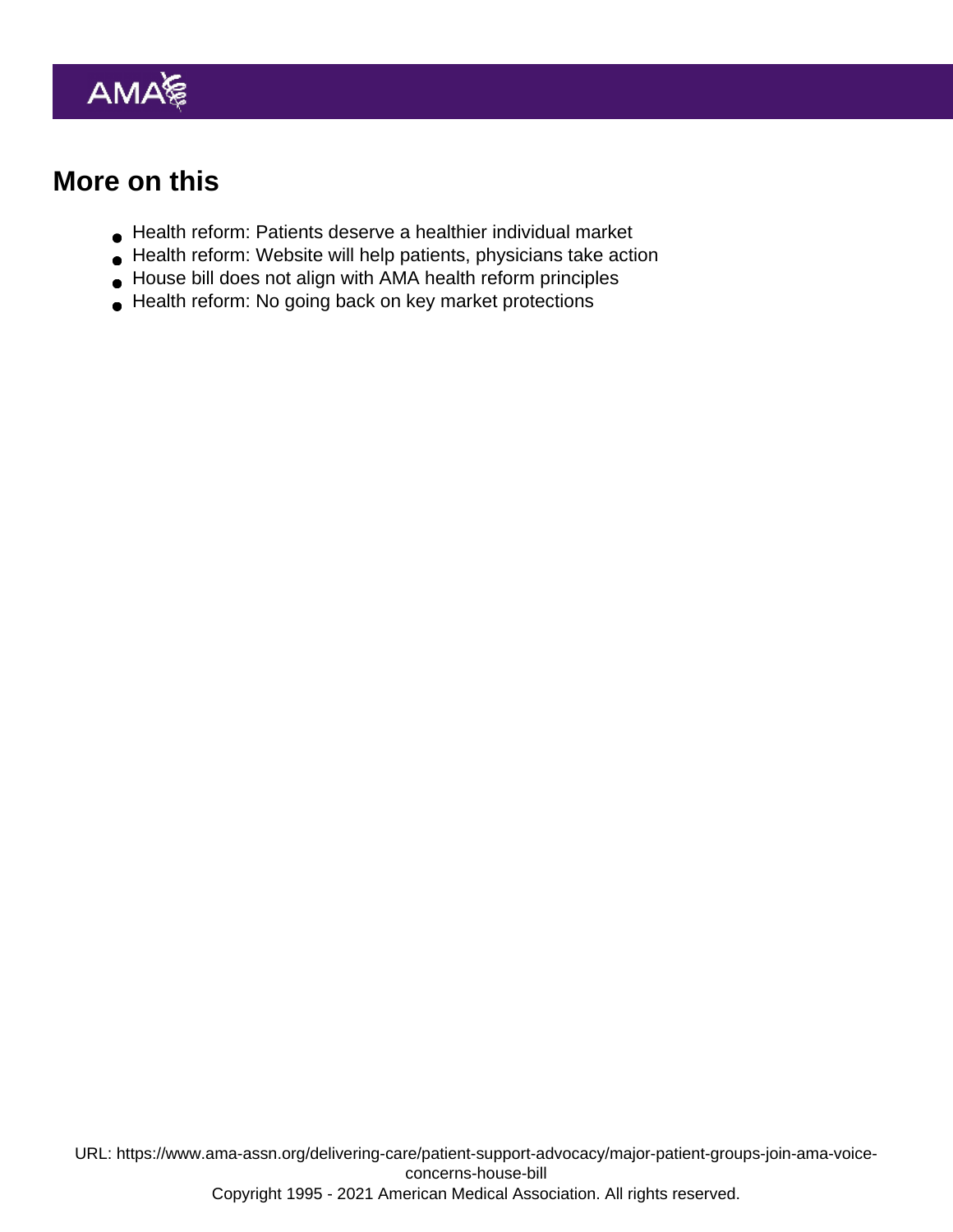## More on this

- Health reform: Patients deserve a healthier individual market
- Health reform: Website will help patients, physicians take action
- House bill does not align with AMA health reform principles
- Health reform: No going back on key market protections